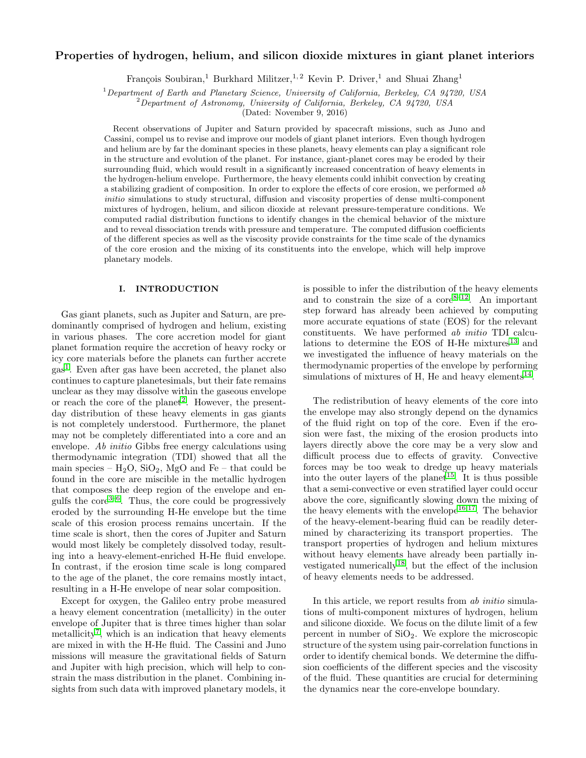# Properties of hydrogen, helium, and silicon dioxide mixtures in giant planet interiors

François Soubiran,[1] Burkhard Militzer,[1,2] Kevin P. Driver,[1] and Shuai Zhang[1]

[1]*Department of Earth and Planetary Science, University of California, Berkeley, CA 94720, USA*
[2]*Department of Astronomy, University of California, Berkeley, CA 94720, USA*
(Dated: November 9, 2016)

Recent observations of Jupiter and Saturn provided by spacecraft missions, such as Juno and Cassini, compel us to revise and improve our models of giant planet interiors. Even though hydrogen and helium are by far the dominant species in these planets, heavy elements can play a significant role in the structure and evolution of the planet. For instance, giant-planet cores may be eroded by their surrounding fluid, which would result in a significantly increased concentration of heavy elements in the hydrogen-helium envelope. Furthermore, the heavy elements could inhibit convection by creating a stabilizing gradient of composition. In order to explore the effects of core erosion, we performed *ab initio* simulations to study structural, diffusion and viscosity properties of dense multi-component mixtures of hydrogen, helium, and silicon dioxide at relevant pressure-temperature conditions. We computed radial distribution functions to identify changes in the chemical behavior of the mixture and to reveal dissociation trends with pressure and temperature. The computed diffusion coefficients of the different species as well as the viscosity provide constraints for the time scale of the dynamics of the core erosion and the mixing of its constituents into the envelope, which will help improve planetary models.

## I. INTRODUCTION

Gas giant planets, such as Jupiter and Saturn, are predominantly comprised of hydrogen and helium, existing in various phases. The core accretion model for giant planet formation require the accretion of heavy rocky or icy core materials before the planets can further accrete gas[1]. Even after gas have been accreted, the planet also continues to capture planetesimals, but their fate remains unclear as they may dissolve within the gaseous envelope or reach the core of the planet[2]. However, the present-day distribution of these heavy elements in gas giants is not completely understood. Furthermore, the planet may not be completely differentiated into a core and an envelope. *Ab initio* Gibbs free energy calculations using thermodynamic integration (TDI) showed that all the main species – $H_2O$, $SiO_2$, MgO and Fe – that could be found in the core are miscible in the metallic hydrogen that composes the deep region of the envelope and engulfs the core[3–6]. Thus, the core could be progressively eroded by the surrounding H-He envelope but the time scale of this erosion process remains uncertain. If the time scale is short, then the cores of Jupiter and Saturn would most likely be completely dissolved today, resulting into a heavy-element-enriched H-He fluid envelope. In contrast, if the erosion time scale is long compared to the age of the planet, the core remains mostly intact, resulting in a H-He envelope of near solar composition.

Except for oxygen, the Galileo entry probe measured a heavy element concentration (metallicity) in the outer envelope of Jupiter that is three times higher than solar metallicity[7], which is an indication that heavy elements are mixed in with the H-He fluid. The Cassini and Juno missions will measure the gravitational fields of Saturn and Jupiter with high precision, which will help to constrain the mass distribution in the planet. Combining insights from such data with improved planetary models, it is possible to infer the distribution of the heavy elements and to constrain the size of a core[8–12]. An important step forward has already been achieved by computing more accurate equations of state (EOS) for the relevant constituents. We have performed *ab initio* TDI calculations to determine the EOS of H-He mixtures[13] and we investigated the influence of heavy materials on the thermodynamic properties of the envelope by performing simulations of mixtures of H, He and heavy elements[14].

The redistribution of heavy elements of the core into the envelope may also strongly depend on the dynamics of the fluid right on top of the core. Even if the erosion were fast, the mixing of the erosion products into layers directly above the core may be a very slow and difficult process due to effects of gravity. Convective forces may be too weak to dredge up heavy materials into the outer layers of the planet[15]. It is thus possible that a semi-convective or even stratified layer could occur above the core, significantly slowing down the mixing of the heavy elements with the envelope[16,17]. The behavior of the heavy-element-bearing fluid can be readily determined by characterizing its transport properties. The transport properties of hydrogen and helium mixtures without heavy elements have already been partially investigated numerically[18], but the effect of the inclusion of heavy elements needs to be addressed.

In this article, we report results from *ab initio* simulations of multi-component mixtures of hydrogen, helium and silicone dioxide. We focus on the dilute limit of a few percent in number of $SiO_2$. We explore the microscopic structure of the system using pair-correlation functions in order to identify chemical bonds. We determine the diffusion coefficients of the different species and the viscosity of the fluid. These quantities are crucial for determining the dynamics near the core-envelope boundary.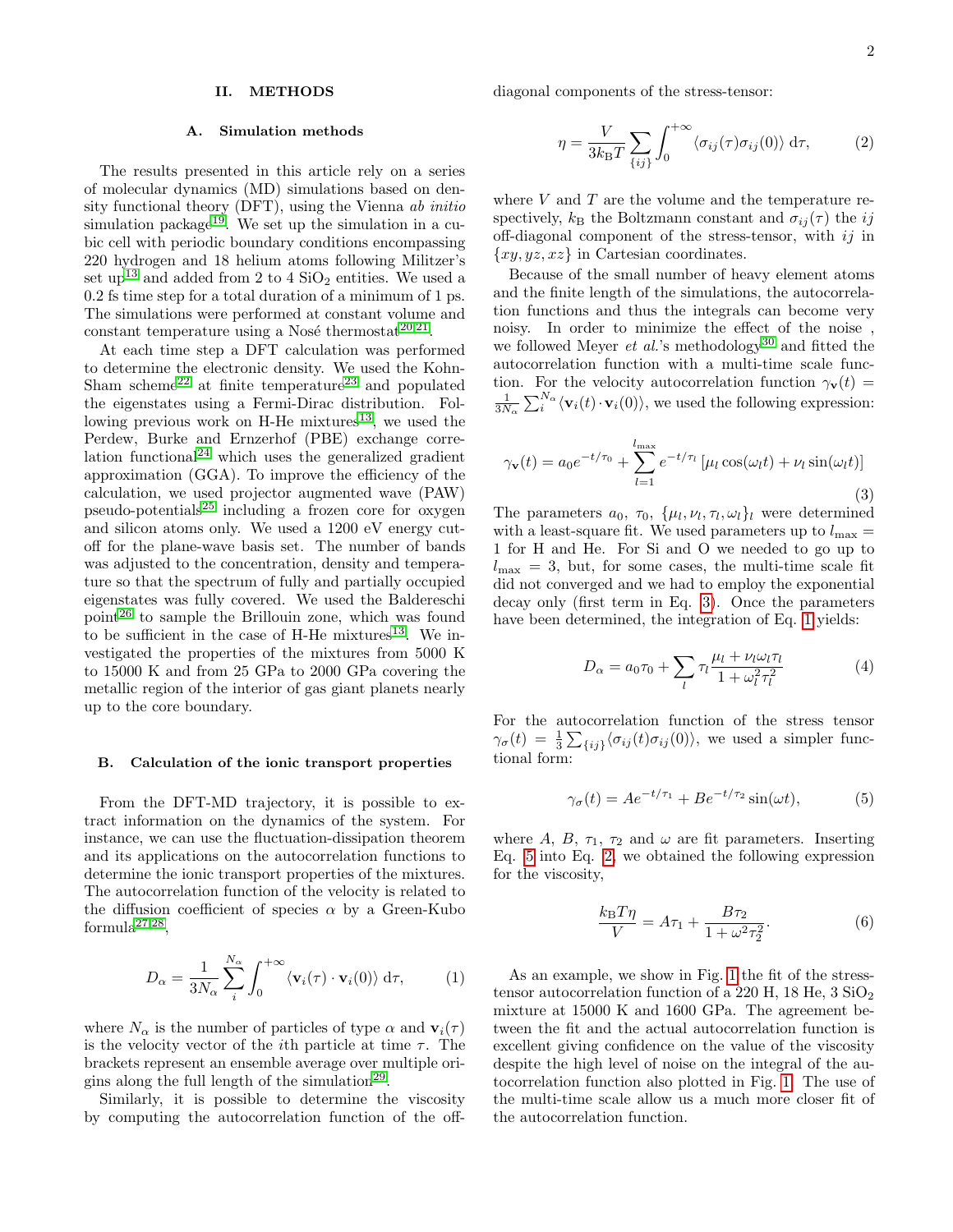## II. METHODS

### A. Simulation methods

The results presented in this article rely on a series of molecular dynamics (MD) simulations based on density functional theory (DFT), using the Vienna *ab initio* simulation package[19]. We set up the simulation in a cubic cell with periodic boundary conditions encompassing 220 hydrogen and 18 helium atoms following Militzer's set up[13] and added from 2 to 4 $SiO_2$ entities. We used a 0.2 fs time step for a total duration of a minimum of 1 ps. The simulations were performed at constant volume and constant temperature using a Nosé thermostat[20,21].

At each time step a DFT calculation was performed to determine the electronic density. We used the Kohn-Sham scheme[22] at finite temperature[23] and populated the eigenstates using a Fermi-Dirac distribution. Following previous work on H-He mixtures[13], we used the Perdew, Burke and Ernzerhof (PBE) exchange correlation functional[24] which uses the generalized gradient approximation (GGA). To improve the efficiency of the calculation, we used projector augmented wave (PAW) pseudo-potentials[25] including a frozen core for oxygen and silicon atoms only. We used a 1200 eV energy cutoff for the plane-wave basis set. The number of bands was adjusted to the concentration, density and temperature so that the spectrum of fully and partially occupied eigenstates was fully covered. We used the Baldereschi point[26] to sample the Brillouin zone, which was found to be sufficient in the case of H-He mixtures[13]. We investigated the properties of the mixtures from 5000 K to 15000 K and from 25 GPa to 2000 GPa covering the metallic region of the interior of gas giant planets nearly up to the core boundary.

### B. Calculation of the ionic transport properties

From the DFT-MD trajectory, it is possible to extract information on the dynamics of the system. For instance, we can use the fluctuation-dissipation theorem and its applications on the autocorrelation functions to determine the ionic transport properties of the mixtures. The autocorrelation function of the velocity is related to the diffusion coefficient of species $\alpha$ by a Green-Kubo formula[27,28],

$$D_\alpha = \frac{1}{3N_\alpha} \sum_i^{N_\alpha} \int_0^{+\infty} \langle \mathbf{v}_i(\tau) \cdot \mathbf{v}_i(0) \rangle \, \mathrm{d}\tau, \qquad (1)$$

where $N_\alpha$ is the number of particles of type $\alpha$ and $\mathbf{v}_i(\tau)$ is the velocity vector of the $i$th particle at time $\tau$. The brackets represent an ensemble average over multiple origins along the full length of the simulation[29].

Similarly, it is possible to determine the viscosity by computing the autocorrelation function of the off-diagonal components of the stress-tensor:

$$\eta = \frac{V}{3k_\mathrm{B}T} \sum_{\{ij\}} \int_0^{+\infty} \langle \sigma_{ij}(\tau)\sigma_{ij}(0) \rangle \, \mathrm{d}\tau, \qquad (2)$$

where $V$ and $T$ are the volume and the temperature respectively, $k_\mathrm{B}$ the Boltzmann constant and $\sigma_{ij}(\tau)$ the $ij$ off-diagonal component of the stress-tensor, with $ij$ in $\{xy, yz, xz\}$ in Cartesian coordinates.

Because of the small number of heavy element atoms and the finite length of the simulations, the autocorrelation functions and thus the integrals can become very noisy. In order to minimize the effect of the noise , we followed Meyer *et al.*'s methodology[30] and fitted the autocorrelation function with a multi-time scale function. For the velocity autocorrelation function $\gamma_\mathbf{v}(t) = \frac{1}{3N_\alpha}\sum_i^{N_\alpha} \langle \mathbf{v}_i(t) \cdot \mathbf{v}_i(0) \rangle$, we used the following expression:

$$\gamma_\mathbf{v}(t) = a_0 e^{-t/\tau_0} + \sum_{l=1}^{l_\mathrm{max}} e^{-t/\tau_l} \left[ \mu_l \cos(\omega_l t) + \nu_l \sin(\omega_l t) \right] \qquad (3)$$

The parameters $a_0$, $\tau_0$, $\{\mu_l, \nu_l, \tau_l, \omega_l\}_l$ were determined with a least-square fit. We used parameters up to $l_\mathrm{max} = 1$ for H and He. For Si and O we needed to go up to $l_\mathrm{max} = 3$, but, for some cases, the multi-time scale fit did not converged and we had to employ the exponential decay only (first term in Eq. 3). Once the parameters have been determined, the integration of Eq. 1 yields:

$$D_\alpha = a_0 \tau_0 + \sum_l \tau_l \frac{\mu_l + \nu_l \omega_l \tau_l}{1 + \omega_l^2 \tau_l^2} \qquad (4)$$

For the autocorrelation function of the stress tensor $\gamma_\sigma(t) = \frac{1}{3}\sum_{\{ij\}} \langle \sigma_{ij}(t)\sigma_{ij}(0) \rangle$, we used a simpler functional form:

$$\gamma_\sigma(t) = A e^{-t/\tau_1} + B e^{-t/\tau_2} \sin(\omega t), \qquad (5)$$

where $A$, $B$, $\tau_1$, $\tau_2$ and $\omega$ are fit parameters. Inserting Eq. 5 into Eq. 2, we obtained the following expression for the viscosity,

$$\frac{k_\mathrm{B} T \eta}{V} = A\tau_1 + \frac{B\tau_2}{1 + \omega^2 \tau_2^2}. \qquad (6)$$

As an example, we show in Fig. 1 the fit of the stress-tensor autocorrelation function of a 220 H, 18 He, 3 $SiO_2$ mixture at 15000 K and 1600 GPa. The agreement between the fit and the actual autocorrelation function is excellent giving confidence on the value of the viscosity despite the high level of noise on the integral of the autocorrelation function also plotted in Fig. 1. The use of the multi-time scale allow us a much more closer fit of the autocorrelation function.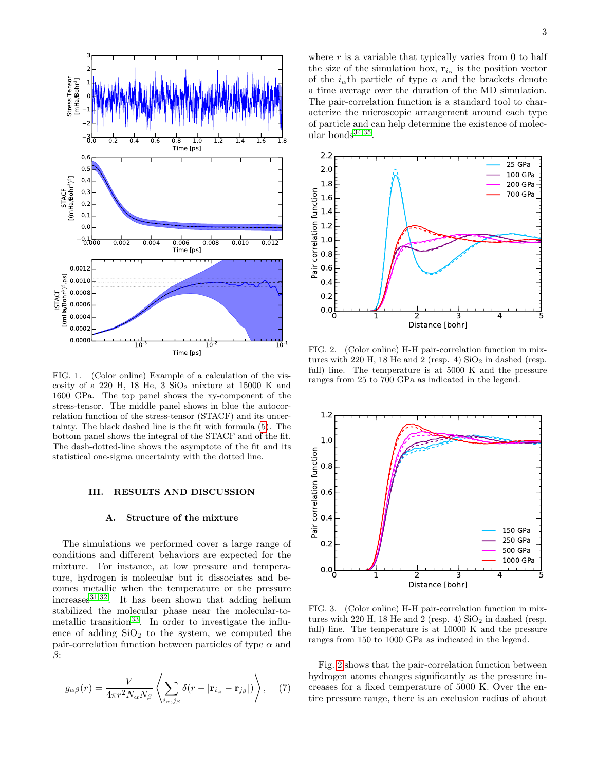FIG. 1. (Color online) Example of a calculation of the viscosity of a 220 H, 18 He, 3 $SiO_2$ mixture at 15000 K and 1600 GPa. The top panel shows the xy-component of the stress-tensor. The middle panel shows in blue the autocorrelation function of the stress-tensor (STACF) and its uncertainty. The black dashed line is the fit with formula (5). The bottom panel shows the integral of the STACF and of the fit. The dash-dotted-line shows the asymptote of the fit and its statistical one-sigma uncertainty with the dotted line.

## III. RESULTS AND DISCUSSION

### A. Structure of the mixture

The simulations we performed cover a large range of conditions and different behaviors are expected for the mixture. For instance, at low pressure and temperature, hydrogen is molecular but it dissociates and becomes metallic when the temperature or the pressure increases[31,32]. It has been shown that adding helium stabilized the molecular phase near the molecular-to-metallic transition[33]. In order to investigate the influence of adding $SiO_2$ to the system, we computed the pair-correlation function between particles of type $\alpha$ and $\beta$:

$$g_{\alpha\beta}(r) = \frac{V}{4\pi r^2 N_\alpha N_\beta} \left\langle \sum_{i_\alpha, j_\beta} \delta(r - |\mathbf{r}_{i_\alpha} - \mathbf{r}_{j_\beta}|) \right\rangle, \quad (7)$$

where $r$ is a variable that typically varies from 0 to half the size of the simulation box, $\mathbf{r}_{i_\alpha}$ is the position vector of the $i_\alpha$th particle of type $\alpha$ and the brackets denote a time average over the duration of the MD simulation. The pair-correlation function is a standard tool to characterize the microscopic arrangement around each type of particle and can help determine the existence of molecular bonds[34,35].

FIG. 2. (Color online) H-H pair-correlation function in mixtures with 220 H, 18 He and 2 (resp. 4) $SiO_2$ in dashed (resp. full) line. The temperature is at 5000 K and the pressure ranges from 25 to 700 GPa as indicated in the legend.

FIG. 3. (Color online) H-H pair-correlation function in mixtures with 220 H, 18 He and 2 (resp. 4) $SiO_2$ in dashed (resp. full) line. The temperature is at 10000 K and the pressure ranges from 150 to 1000 GPa as indicated in the legend.

Fig. 2 shows that the pair-correlation function between hydrogen atoms changes significantly as the pressure increases for a fixed temperature of 5000 K. Over the entire pressure range, there is an exclusion radius of about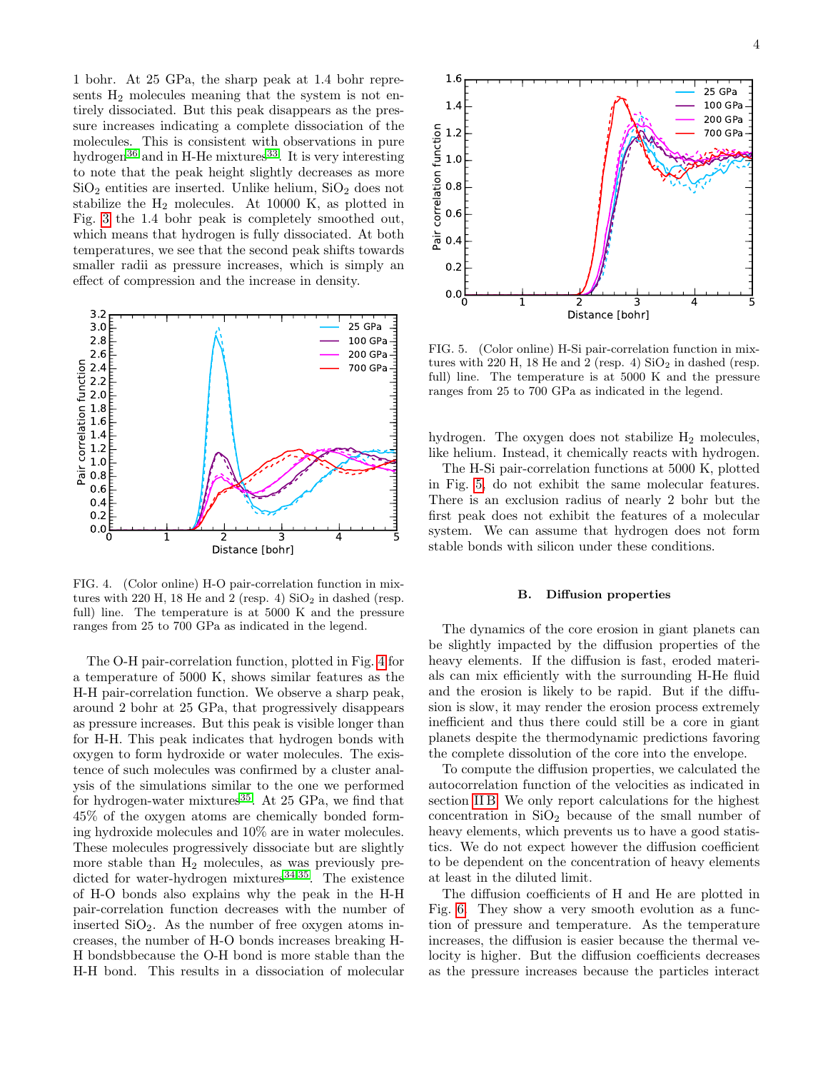1 bohr. At 25 GPa, the sharp peak at 1.4 bohr represents $H_2$ molecules meaning that the system is not entirely dissociated. But this peak disappears as the pressure increases indicating a complete dissociation of the molecules. This is consistent with observations in pure hydrogen[36] and in H-He mixtures[33]. It is very interesting to note that the peak height slightly decreases as more $SiO_2$ entities are inserted. Unlike helium, $SiO_2$ does not stabilize the $H_2$ molecules. At 10000 K, as plotted in Fig. 3 the 1.4 bohr peak is completely smoothed out, which means that hydrogen is fully dissociated. At both temperatures, we see that the second peak shifts towards smaller radii as pressure increases, which is simply an effect of compression and the increase in density.

FIG. 4. (Color online) H-O pair-correlation function in mixtures with 220 H, 18 He and 2 (resp. 4) $SiO_2$ in dashed (resp. full) line. The temperature is at 5000 K and the pressure ranges from 25 to 700 GPa as indicated in the legend.

The O-H pair-correlation function, plotted in Fig. 4 for a temperature of 5000 K, shows similar features as the H-H pair-correlation function. We observe a sharp peak, around 2 bohr at 25 GPa, that progressively disappears as pressure increases. But this peak is visible longer than for H-H. This peak indicates that hydrogen bonds with oxygen to form hydroxide or water molecules. The existence of such molecules was confirmed by a cluster analysis of the simulations similar to the one we performed for hydrogen-water mixtures[35]. At 25 GPa, we find that 45% of the oxygen atoms are chemically bonded forming hydroxide molecules and 10% are in water molecules. These molecules progressively dissociate but are slightly more stable than $H_2$ molecules, as was previously predicted for water-hydrogen mixtures[34,35]. The existence of H-O bonds also explains why the peak in the H-H pair-correlation function decreases with the number of inserted $SiO_2$. As the number of free oxygen atoms increases, the number of H-O bonds increases breaking H-H bondsbbecause the O-H bond is more stable than the H-H bond. This results in a dissociation of molecular hydrogen. The oxygen does not stabilize $H_2$ molecules, like helium. Instead, it chemically reacts with hydrogen.

FIG. 5. (Color online) H-Si pair-correlation function in mixtures with 220 H, 18 He and 2 (resp. 4) $SiO_2$ in dashed (resp. full) line. The temperature is at 5000 K and the pressure ranges from 25 to 700 GPa as indicated in the legend.

The H-Si pair-correlation functions at 5000 K, plotted in Fig. 5, do not exhibit the same molecular features. There is an exclusion radius of nearly 2 bohr but the first peak does not exhibit the features of a molecular system. We can assume that hydrogen does not form stable bonds with silicon under these conditions.

### B. Diffusion properties

The dynamics of the core erosion in giant planets can be slightly impacted by the diffusion properties of the heavy elements. If the diffusion is fast, eroded materials can mix efficiently with the surrounding H-He fluid and the erosion is likely to be rapid. But if the diffusion is slow, it may render the erosion process extremely inefficient and thus there could still be a core in giant planets despite the thermodynamic predictions favoring the complete dissolution of the core into the envelope.

To compute the diffusion properties, we calculated the autocorrelation function of the velocities as indicated in section II B. We only report calculations for the highest concentration in $SiO_2$ because of the small number of heavy elements, which prevents us to have a good statistics. We do not expect however the diffusion coefficient to be dependent on the concentration of heavy elements at least in the diluted limit.

The diffusion coefficients of H and He are plotted in Fig. 6. They show a very smooth evolution as a function of pressure and temperature. As the temperature increases, the diffusion is easier because the thermal velocity is higher. But the diffusion coefficients decreases as the pressure increases because the particles interact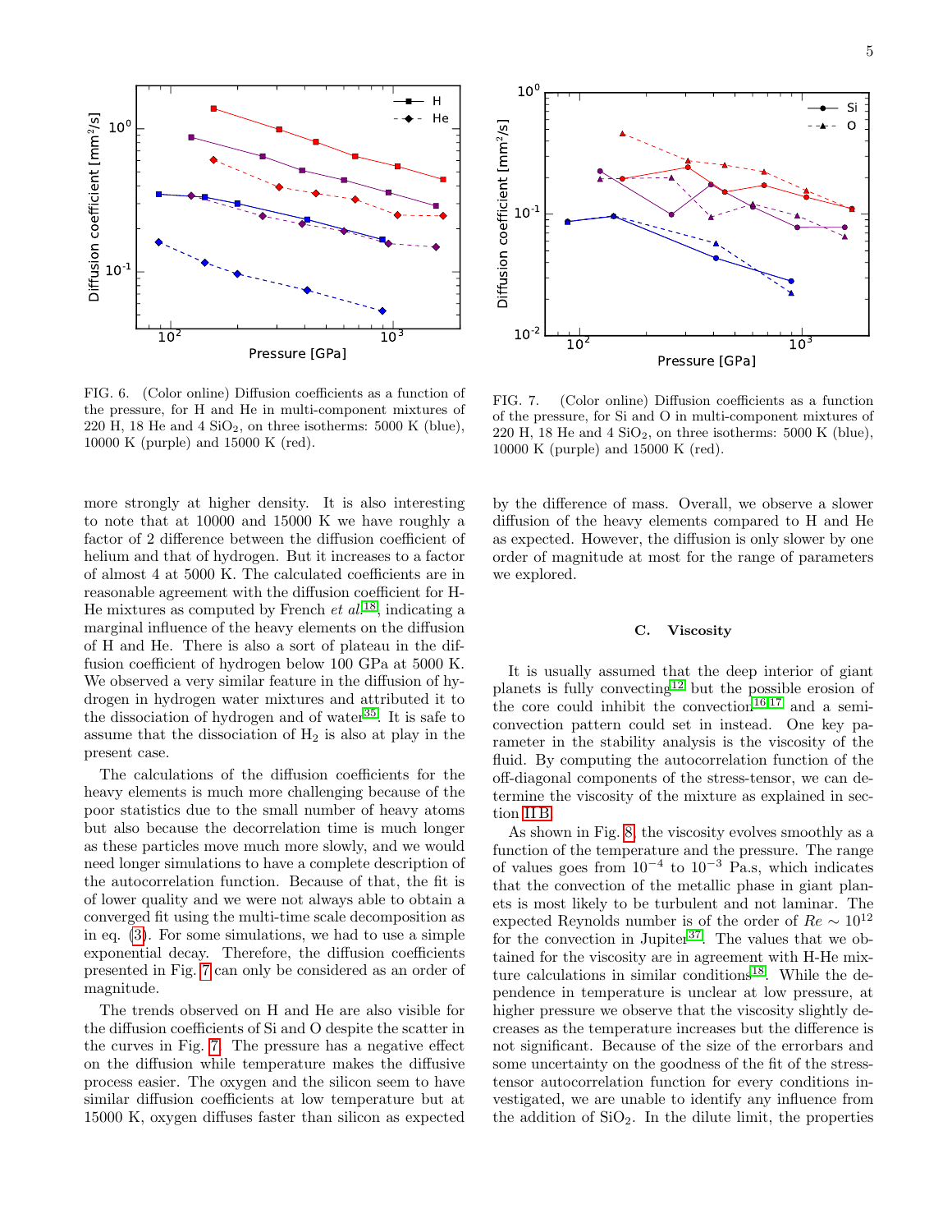FIG. 6. (Color online) Diffusion coefficients as a function of the pressure, for H and He in multi-component mixtures of 220 H, 18 He and 4 $SiO_2$, on three isotherms: 5000 K (blue), 10000 K (purple) and 15000 K (red).

FIG. 7. (Color online) Diffusion coefficients as a function of the pressure, for Si and O in multi-component mixtures of 220 H, 18 He and 4 $SiO_2$, on three isotherms: 5000 K (blue), 10000 K (purple) and 15000 K (red).

more strongly at higher density. It is also interesting to note that at 10000 and 15000 K we have roughly a factor of 2 difference between the diffusion coefficient of helium and that of hydrogen. But it increases to a factor of almost 4 at 5000 K. The calculated coefficients are in reasonable agreement with the diffusion coefficient for H-He mixtures as computed by French *et al.*[18], indicating a marginal influence of the heavy elements on the diffusion of H and He. There is also a sort of plateau in the diffusion coefficient of hydrogen below 100 GPa at 5000 K. We observed a very similar feature in the diffusion of hydrogen in hydrogen water mixtures and attributed it to the dissociation of hydrogen and of water[35]. It is safe to assume that the dissociation of $H_2$ is also at play in the present case.

The calculations of the diffusion coefficients for the heavy elements is much more challenging because of the poor statistics due to the small number of heavy atoms but also because the decorrelation time is much longer as these particles move much more slowly, and we would need longer simulations to have a complete description of the autocorrelation function. Because of that, the fit is of lower quality and we were not always able to obtain a converged fit using the multi-time scale decomposition as in eq. (3). For some simulations, we had to use a simple exponential decay. Therefore, the diffusion coefficients presented in Fig. 7 can only be considered as an order of magnitude.

The trends observed on H and He are also visible for the diffusion coefficients of Si and O despite the scatter in the curves in Fig. 7. The pressure has a negative effect on the diffusion while temperature makes the diffusive process easier. The oxygen and the silicon seem to have similar diffusion coefficients at low temperature but at 15000 K, oxygen diffuses faster than silicon as expected by the difference of mass. Overall, we observe a slower diffusion of the heavy elements compared to H and He as expected. However, the diffusion is only slower by one order of magnitude at most for the range of parameters we explored.

### C. Viscosity

It is usually assumed that the deep interior of giant planets is fully convecting[12] but the possible erosion of the core could inhibit the convection[16,17] and a semi-convection pattern could set in instead. One key parameter in the stability analysis is the viscosity of the fluid. By computing the autocorrelation function of the off-diagonal components of the stress-tensor, we can determine the viscosity of the mixture as explained in section II B.

As shown in Fig. 8, the viscosity evolves smoothly as a function of the temperature and the pressure. The range of values goes from $10^{-4}$ to $10^{-3}$ Pa.s, which indicates that the convection of the metallic phase in giant planets is most likely to be turbulent and not laminar. The expected Reynolds number is of the order of $Re \sim 10^{12}$ for the convection in Jupiter[37]. The values that we obtained for the viscosity are in agreement with H-He mixture calculations in similar conditions[18]. While the dependence in temperature is unclear at low pressure, at higher pressure we observe that the viscosity slightly decreases as the temperature increases but the difference is not significant. Because of the size of the errorbars and some uncertainty on the goodness of the fit of the stress-tensor autocorrelation function for every conditions investigated, we are unable to identify any influence from the addition of $SiO_2$. In the dilute limit, the properties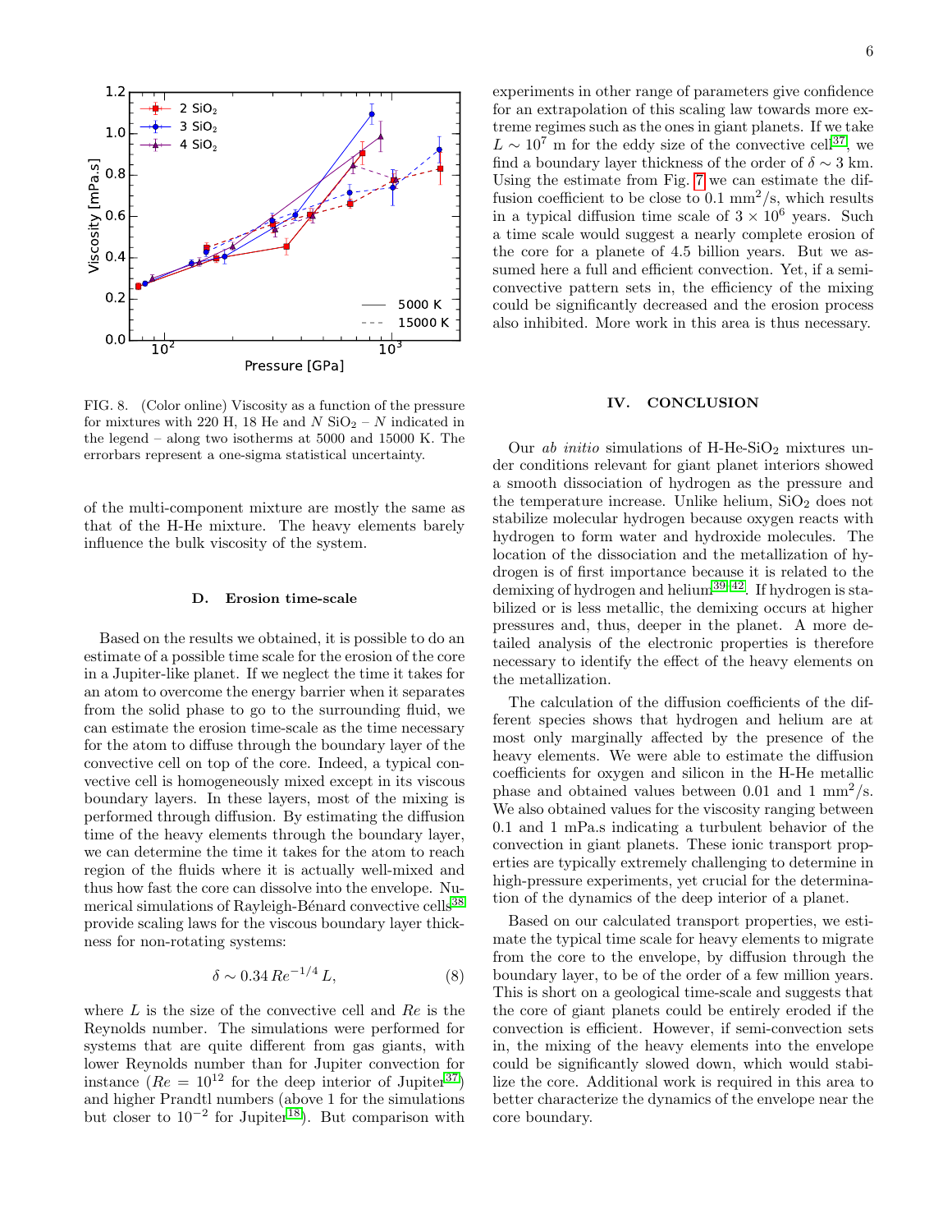FIG. 8. (Color online) Viscosity as a function of the pressure for mixtures with 220 H, 18 He and $N$ $SiO_2$ – $N$ indicated in the legend – along two isotherms at 5000 and 15000 K. The errorbars represent a one-sigma statistical uncertainty.

of the multi-component mixture are mostly the same as that of the H-He mixture. The heavy elements barely influence the bulk viscosity of the system.

### D. Erosion time-scale

Based on the results we obtained, it is possible to do an estimate of a possible time scale for the erosion of the core in a Jupiter-like planet. If we neglect the time it takes for an atom to overcome the energy barrier when it separates from the solid phase to go to the surrounding fluid, we can estimate the erosion time-scale as the time necessary for the atom to diffuse through the boundary layer of the convective cell on top of the core. Indeed, a typical convective cell is homogeneously mixed except in its viscous boundary layers. In these layers, most of the mixing is performed through diffusion. By estimating the diffusion time of the heavy elements through the boundary layer, we can determine the time it takes for the atom to reach region of the fluids where it is actually well-mixed and thus how fast the core can dissolve into the envelope. Numerical simulations of Rayleigh-Bénard convective cells[38] provide scaling laws for the viscous boundary layer thickness for non-rotating systems:

$$\delta \sim 0.34\, Re^{-1/4}\, L, \tag{8}$$

where $L$ is the size of the convective cell and $Re$ is the Reynolds number. The simulations were performed for systems that are quite different from gas giants, with lower Reynolds number than for Jupiter convection for instance ($Re = 10^{12}$ for the deep interior of Jupiter[37]) and higher Prandtl numbers (above 1 for the simulations but closer to $10^{-2}$ for Jupiter[18]). But comparison with experiments in other range of parameters give confidence for an extrapolation of this scaling law towards more extreme regimes such as the ones in giant planets. If we take $L \sim 10^7$ m for the eddy size of the convective cell[37], we find a boundary layer thickness of the order of $\delta \sim 3$ km. Using the estimate from Fig. 7 we can estimate the diffusion coefficient to be close to 0.1 $mm^2/s$, which results in a typical diffusion time scale of $3 \times 10^6$ years. Such a time scale would suggest a nearly complete erosion of the core for a planete of 4.5 billion years. But we assumed here a full and efficient convection. Yet, if a semi-convective pattern sets in, the efficiency of the mixing could be significantly decreased and the erosion process also inhibited. More work in this area is thus necessary.

## IV. CONCLUSION

Our *ab initio* simulations of H-He-$SiO_2$ mixtures under conditions relevant for giant planet interiors showed a smooth dissociation of hydrogen as the pressure and the temperature increase. Unlike helium, $SiO_2$ does not stabilize molecular hydrogen because oxygen reacts with hydrogen to form water and hydroxide molecules. The location of the dissociation and the metallization of hydrogen is of first importance because it is related to the demixing of hydrogen and helium[39–42]. If hydrogen is stabilized or is less metallic, the demixing occurs at higher pressures and, thus, deeper in the planet. A more detailed analysis of the electronic properties is therefore necessary to identify the effect of the heavy elements on the metallization.

The calculation of the diffusion coefficients of the different species shows that hydrogen and helium are at most only marginally affected by the presence of the heavy elements. We were able to estimate the diffusion coefficients for oxygen and silicon in the H-He metallic phase and obtained values between 0.01 and 1 $mm^2/s$. We also obtained values for the viscosity ranging between 0.1 and 1 mPa.s indicating a turbulent behavior of the convection in giant planets. These ionic transport properties are typically extremely challenging to determine in high-pressure experiments, yet crucial for the determination of the dynamics of the deep interior of a planet.

Based on our calculated transport properties, we estimate the typical time scale for heavy elements to migrate from the core to the envelope, by diffusion through the boundary layer, to be of the order of a few million years. This is short on a geological time-scale and suggests that the core of giant planets could be entirely eroded if the convection is efficient. However, if semi-convection sets in, the mixing of the heavy elements into the envelope could be significantly slowed down, which would stabilize the core. Additional work is required in this area to better characterize the dynamics of the envelope near the core boundary.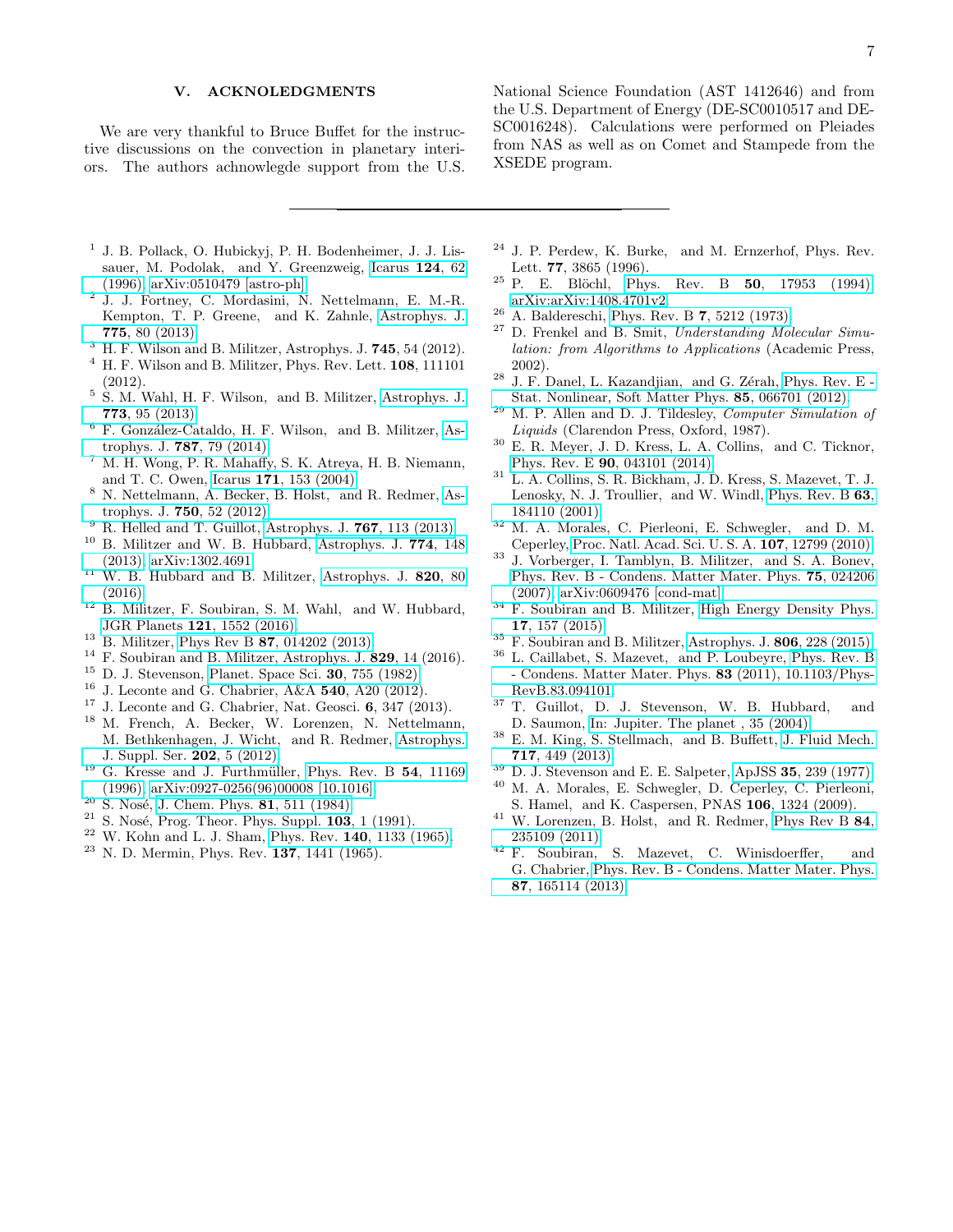## V. ACKNOLEDGMENTS

We are very thankful to Bruce Buffet for the instructive discussions on the convection in planetary interiors. The authors achnowlegde support from the U.S. National Science Foundation (AST 1412646) and from the U.S. Department of Energy (DE-SC0010517 and DE-SC0016248). Calculations were performed on Pleiades from NAS as well as on Comet and Stampede from the XSEDE program.

---

[1] J. B. Pollack, O. Hubickyj, P. H. Bodenheimer, J. J. Lissauer, M. Podolak, and Y. Greenzweig, Icarus **124**, 62 (1996), arXiv:0510479 [astro-ph].

[2] J. J. Fortney, C. Mordasini, N. Nettelmann, E. M.-R. Kempton, T. P. Greene, and K. Zahnle, Astrophys. J. **775**, 80 (2013).

[3] H. F. Wilson and B. Militzer, Astrophys. J. **745**, 54 (2012).

[4] H. F. Wilson and B. Militzer, Phys. Rev. Lett. **108**, 111101 (2012).

[5] S. M. Wahl, H. F. Wilson, and B. Militzer, Astrophys. J. **773**, 95 (2013).

[6] F. González-Cataldo, H. F. Wilson, and B. Militzer, Astrophys. J. **787**, 79 (2014).

[7] M. H. Wong, P. R. Mahaffy, S. K. Atreya, H. B. Niemann, and T. C. Owen, Icarus **171**, 153 (2004).

[8] N. Nettelmann, A. Becker, B. Holst, and R. Redmer, Astrophys. J. **750**, 52 (2012).

[9] R. Helled and T. Guillot, Astrophys. J. **767**, 113 (2013).

[10] B. Militzer and W. B. Hubbard, Astrophys. J. **774**, 148 (2013), arXiv:1302.4691.

[11] W. B. Hubbard and B. Militzer, Astrophys. J. **820**, 80 (2016).

[12] B. Militzer, F. Soubiran, S. M. Wahl, and W. Hubbard, JGR Planets **121**, 1552 (2016).

[13] B. Militzer, Phys Rev B **87**, 014202 (2013).

[14] F. Soubiran and B. Militzer, Astrophys. J. **829**, 14 (2016).

[15] D. J. Stevenson, Planet. Space Sci. **30**, 755 (1982).

[16] J. Leconte and G. Chabrier, A&A **540**, A20 (2012).

[17] J. Leconte and G. Chabrier, Nat. Geosci. **6**, 347 (2013).

[18] M. French, A. Becker, W. Lorenzen, N. Nettelmann, M. Bethkenhagen, J. Wicht, and R. Redmer, Astrophys. J. Suppl. Ser. **202**, 5 (2012).

[19] G. Kresse and J. Furthmüller, Phys. Rev. B **54**, 11169 (1996), arXiv:0927-0256(96)00008 [10.1016].

[20] S. Nosé, J. Chem. Phys. **81**, 511 (1984).

[21] S. Nosé, Prog. Theor. Phys. Suppl. **103**, 1 (1991).

[22] W. Kohn and L. J. Sham, Phys. Rev. **140**, 1133 (1965).

[23] N. D. Mermin, Phys. Rev. **137**, 1441 (1965).

[24] J. P. Perdew, K. Burke, and M. Ernzerhof, Phys. Rev. Lett. **77**, 3865 (1996).

[25] P. E. Blöchl, Phys. Rev. B **50**, 17953 (1994), arXiv:arXiv:1408.4701v2.

[26] A. Baldereschi, Phys. Rev. B **7**, 5212 (1973).

[27] D. Frenkel and B. Smit, *Understanding Molecular Simulation: from Algorithms to Applications* (Academic Press, 2002).

[28] J. F. Danel, L. Kazandjian, and G. Zérah, Phys. Rev. E - Stat. Nonlinear, Soft Matter Phys. **85**, 066701 (2012).

[29] M. P. Allen and D. J. Tildesley, *Computer Simulation of Liquids* (Clarendon Press, Oxford, 1987).

[30] E. R. Meyer, J. D. Kress, L. A. Collins, and C. Ticknor, Phys. Rev. E **90**, 043101 (2014).

[31] L. A. Collins, S. R. Bickham, J. D. Kress, S. Mazevet, T. J. Lenosky, N. J. Troullier, and W. Windl, Phys. Rev. B **63**, 184110 (2001).

[32] M. A. Morales, C. Pierleoni, E. Schwegler, and D. M. Ceperley, Proc. Natl. Acad. Sci. U. S. A. **107**, 12799 (2010).

[33] J. Vorberger, I. Tamblyn, B. Militzer, and S. A. Bonev, Phys. Rev. B - Condens. Matter Mater. Phys. **75**, 024206 (2007), arXiv:0609476 [cond-mat].

[34] F. Soubiran and B. Militzer, High Energy Density Phys. **17**, 157 (2015).

[35] F. Soubiran and B. Militzer, Astrophys. J. **806**, 228 (2015).

[36] L. Caillabet, S. Mazevet, and P. Loubeyre, Phys. Rev. B - Condens. Matter Mater. Phys. **83** (2011), 10.1103/PhysRevB.83.094101.

[37] T. Guillot, D. J. Stevenson, W. B. Hubbard, and D. Saumon, In: Jupiter. The planet , 35 (2004).

[38] E. M. King, S. Stellmach, and B. Buffett, J. Fluid Mech. **717**, 449 (2013).

[39] D. J. Stevenson and E. E. Salpeter, ApJSS **35**, 239 (1977).

[40] M. A. Morales, E. Schwegler, D. Ceperley, C. Pierleoni, S. Hamel, and K. Caspersen, PNAS **106**, 1324 (2009).

[41] W. Lorenzen, B. Holst, and R. Redmer, Phys Rev B **84**, 235109 (2011).

[42] F. Soubiran, S. Mazevet, C. Winisdoerffer, and G. Chabrier, Phys. Rev. B - Condens. Matter Mater. Phys. **87**, 165114 (2013).